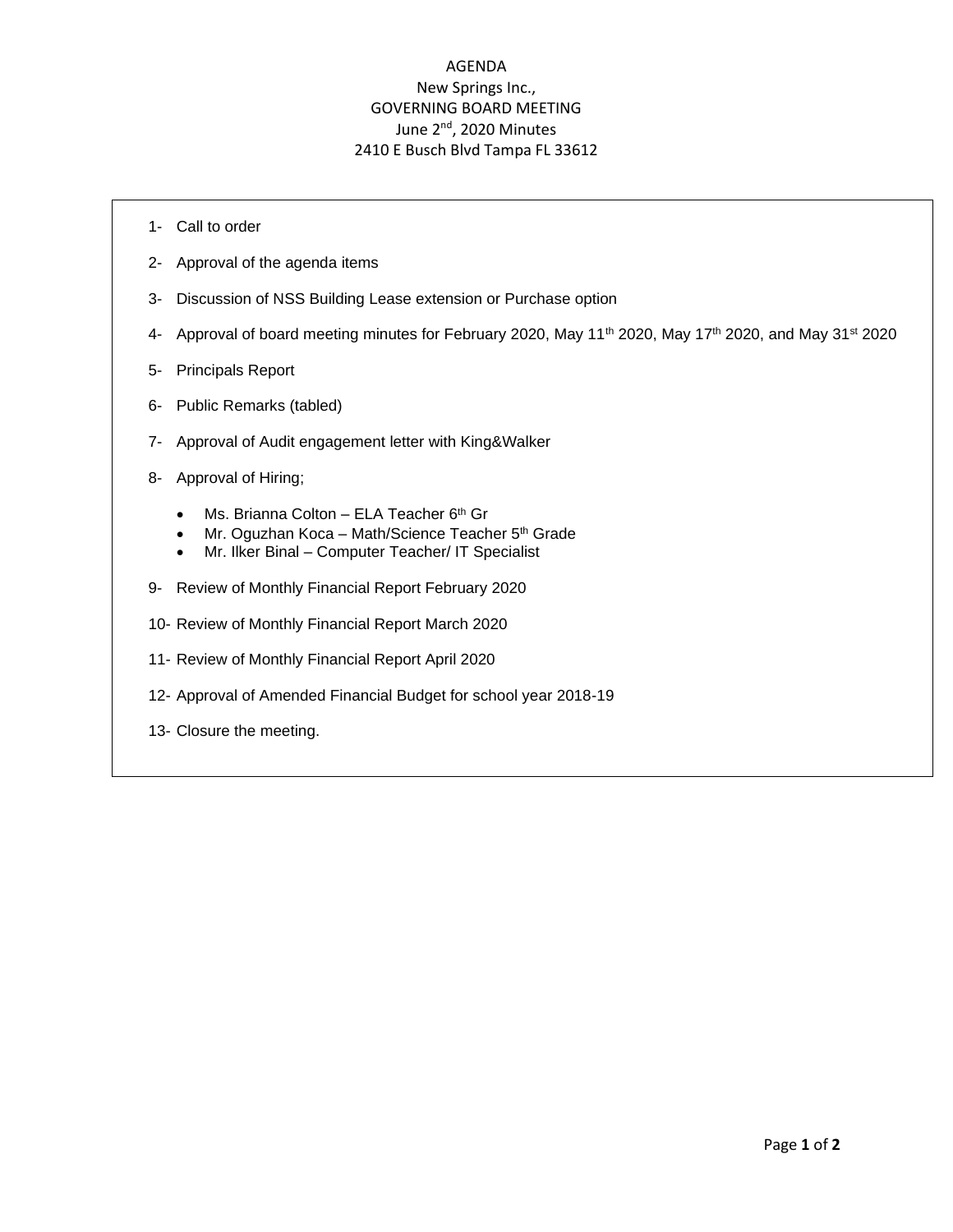# AGENDA

New Springs Inc.,

GOVERNING BOARD MEETING

June 2nd, 2020 Minutes

2410 E Busch Blvd Tampa FL 33612

1- Call to order

2- Approval of the agenda items

3- Discussion of NSS Building Lease extension or Purchase option

4- Approval of board meeting minutes for February 2020, May 11th 2020, May 17th 2020, and May 31st 2020

5- Principals Report

6- Public Remarks (tabled)

7- Approval of Audit engagement letter with King&Walker

8- Approval of Hiring;

- Ms. Brianna Colton – ELA Teacher 6th Gr
- Mr. Oguzhan Koca – Math/Science Teacher 5th Grade
- Mr. Ilker Binal – Computer Teacher/ IT Specialist

9- Review of Monthly Financial Report February 2020

10- Review of Monthly Financial Report March 2020

11- Review of Monthly Financial Report April 2020

12- Approval of Amended Financial Budget for school year 2018-19

13- Closure the meeting.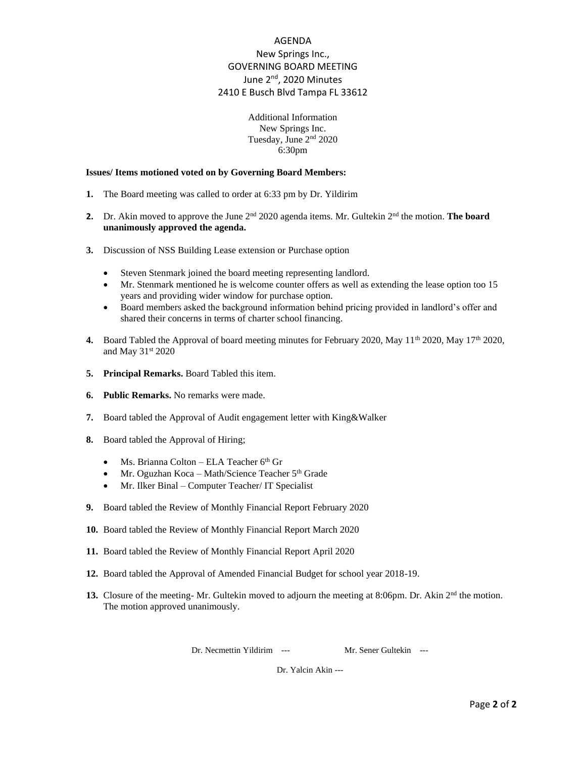# AGENDA

New Springs Inc.,
GOVERNING BOARD MEETING
June 2nd, 2020 Minutes
2410 E Busch Blvd Tampa FL 33612

Additional Information
New Springs Inc.
Tuesday, June 2nd 2020
6:30pm

**Issues/ Items motioned voted on by Governing Board Members:**

1. The Board meeting was called to order at 6:33 pm by Dr. Yildirim
2. Dr. Akin moved to approve the June 2nd 2020 agenda items. Mr. Gultekin 2nd the motion. **The board unanimously approved the agenda.**
3. Discussion of NSS Building Lease extension or Purchase option
   - Steven Stenmark joined the board meeting representing landlord.
   - Mr. Stenmark mentioned he is welcome counter offers as well as extending the lease option too 15 years and providing wider window for purchase option.
   - Board members asked the background information behind pricing provided in landlord's offer and shared their concerns in terms of charter school financing.
4. Board Tabled the Approval of board meeting minutes for February 2020, May 11th 2020, May 17th 2020, and May 31st 2020
5. **Principal Remarks.** Board Tabled this item.
6. **Public Remarks.** No remarks were made.
7. Board tabled the Approval of Audit engagement letter with King&Walker
8. Board tabled the Approval of Hiring;
   - Ms. Brianna Colton – ELA Teacher 6th Gr
   - Mr. Oguzhan Koca – Math/Science Teacher 5th Grade
   - Mr. Ilker Binal – Computer Teacher/ IT Specialist
9. Board tabled the Review of Monthly Financial Report February 2020
10. Board tabled the Review of Monthly Financial Report March 2020
11. Board tabled the Review of Monthly Financial Report April 2020
12. Board tabled the Approval of Amended Financial Budget for school year 2018-19.
13. Closure of the meeting- Mr. Gultekin moved to adjourn the meeting at 8:06pm. Dr. Akin 2nd the motion. The motion approved unanimously.

Dr. Necmettin Yildirim --- Mr. Sener Gultekin ---

Dr. Yalcin Akin ---